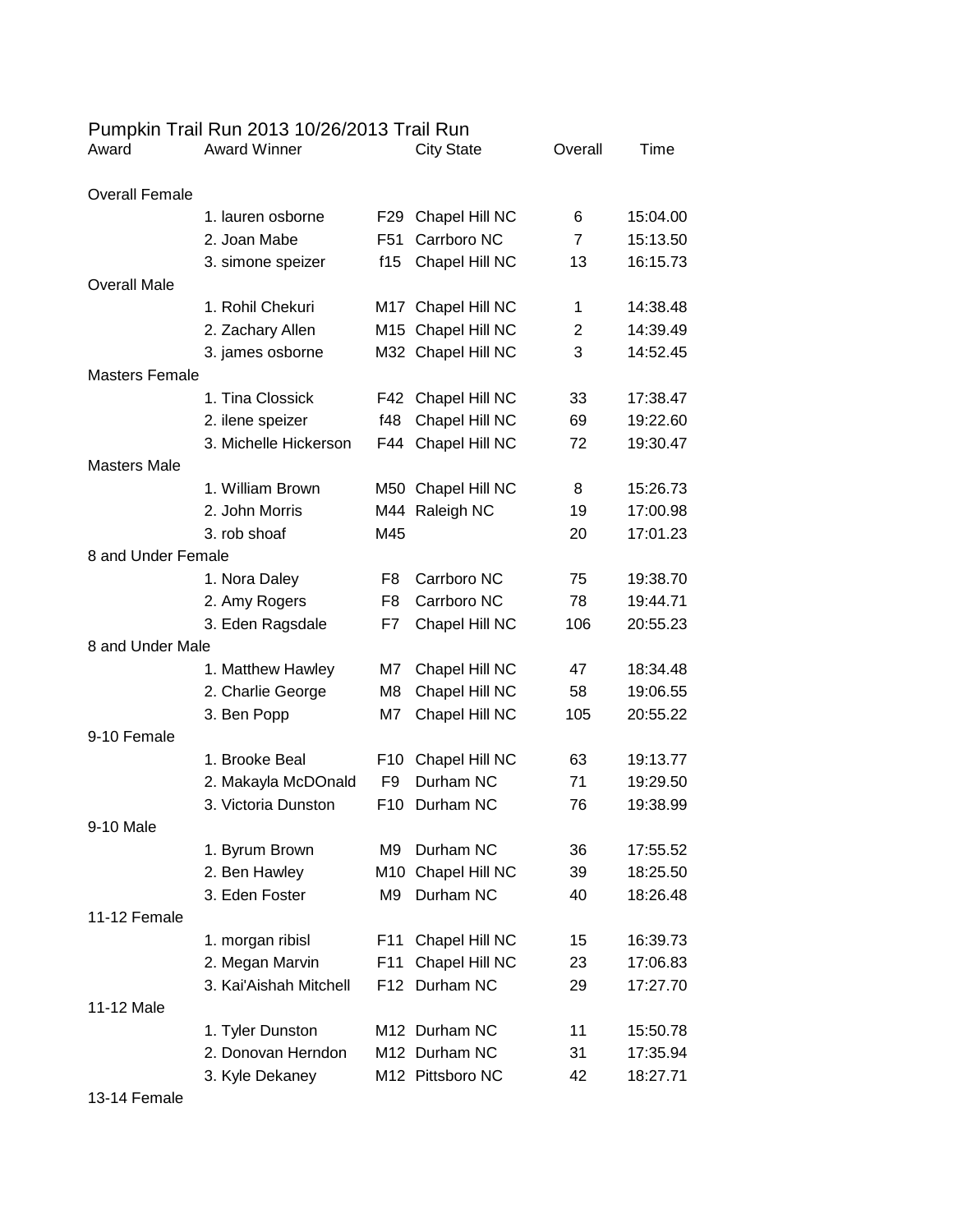# Pumpkin Trail Run 2013 10/26/2013 Trail Run

| Award | Award Winner | | City State | Overall | Time |
|---|---|---|---|---|---|
| Overall Female | | | | | |
| | 1. lauren osborne | F29 | Chapel Hill NC | 6 | 15:04.00 |
| | 2. Joan Mabe | F51 | Carrboro NC | 7 | 15:13.50 |
| | 3. simone speizer | f15 | Chapel Hill NC | 13 | 16:15.73 |
| Overall Male | | | | | |
| | 1. Rohil Chekuri | M17 | Chapel Hill NC | 1 | 14:38.48 |
| | 2. Zachary Allen | M15 | Chapel Hill NC | 2 | 14:39.49 |
| | 3. james osborne | M32 | Chapel Hill NC | 3 | 14:52.45 |
| Masters Female | | | | | |
| | 1. Tina Clossick | F42 | Chapel Hill NC | 33 | 17:38.47 |
| | 2. ilene speizer | f48 | Chapel Hill NC | 69 | 19:22.60 |
| | 3. Michelle Hickerson | F44 | Chapel Hill NC | 72 | 19:30.47 |
| Masters Male | | | | | |
| | 1. William Brown | M50 | Chapel Hill NC | 8 | 15:26.73 |
| | 2. John Morris | M44 | Raleigh NC | 19 | 17:00.98 |
| | 3. rob shoaf | M45 | | 20 | 17:01.23 |
| 8 and Under Female | | | | | |
| | 1. Nora Daley | F8 | Carrboro NC | 75 | 19:38.70 |
| | 2. Amy Rogers | F8 | Carrboro NC | 78 | 19:44.71 |
| | 3. Eden Ragsdale | F7 | Chapel Hill NC | 106 | 20:55.23 |
| 8 and Under Male | | | | | |
| | 1. Matthew Hawley | M7 | Chapel Hill NC | 47 | 18:34.48 |
| | 2. Charlie George | M8 | Chapel Hill NC | 58 | 19:06.55 |
| | 3. Ben Popp | M7 | Chapel Hill NC | 105 | 20:55.22 |
| 9-10 Female | | | | | |
| | 1. Brooke Beal | F10 | Chapel Hill NC | 63 | 19:13.77 |
| | 2. Makayla McDOnald | F9 | Durham NC | 71 | 19:29.50 |
| | 3. Victoria Dunston | F10 | Durham NC | 76 | 19:38.99 |
| 9-10 Male | | | | | |
| | 1. Byrum Brown | M9 | Durham NC | 36 | 17:55.52 |
| | 2. Ben Hawley | M10 | Chapel Hill NC | 39 | 18:25.50 |
| | 3. Eden Foster | M9 | Durham NC | 40 | 18:26.48 |
| 11-12 Female | | | | | |
| | 1. morgan ribisl | F11 | Chapel Hill NC | 15 | 16:39.73 |
| | 2. Megan Marvin | F11 | Chapel Hill NC | 23 | 17:06.83 |
| | 3. Kai'Aishah Mitchell | F12 | Durham NC | 29 | 17:27.70 |
| 11-12 Male | | | | | |
| | 1. Tyler Dunston | M12 | Durham NC | 11 | 15:50.78 |
| | 2. Donovan Herndon | M12 | Durham NC | 31 | 17:35.94 |
| | 3. Kyle Dekaney | M12 | Pittsboro NC | 42 | 18:27.71 |
| 13-14 Female | | | | | |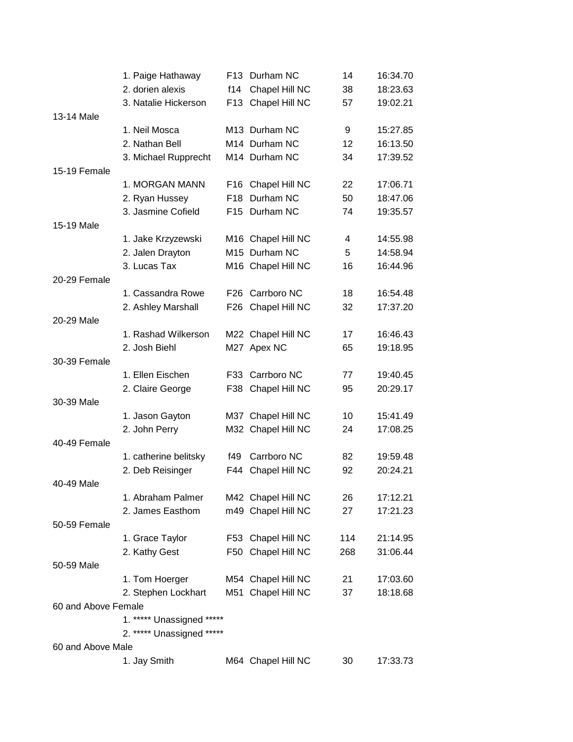| | | | | | |
|---|---|---|---|---|---|
| | 1. Paige Hathaway | F13 | Durham NC | 14 | 16:34.70 |
| | 2. dorien alexis | f14 | Chapel Hill NC | 38 | 18:23.63 |
| | 3. Natalie Hickerson | F13 | Chapel Hill NC | 57 | 19:02.21 |
| 13-14 Male | | | | | |
| | 1. Neil Mosca | M13 | Durham NC | 9 | 15:27.85 |
| | 2. Nathan Bell | M14 | Durham NC | 12 | 16:13.50 |
| | 3. Michael Rupprecht | M14 | Durham NC | 34 | 17:39.52 |
| 15-19 Female | | | | | |
| | 1. MORGAN MANN | F16 | Chapel Hill NC | 22 | 17:06.71 |
| | 2. Ryan Hussey | F18 | Durham NC | 50 | 18:47.06 |
| | 3. Jasmine Cofield | F15 | Durham NC | 74 | 19:35.57 |
| 15-19 Male | | | | | |
| | 1. Jake Krzyzewski | M16 | Chapel Hill NC | 4 | 14:55.98 |
| | 2. Jalen Drayton | M15 | Durham NC | 5 | 14:58.94 |
| | 3. Lucas Tax | M16 | Chapel Hill NC | 16 | 16:44.96 |
| 20-29 Female | | | | | |
| | 1. Cassandra Rowe | F26 | Carrboro NC | 18 | 16:54.48 |
| | 2. Ashley Marshall | F26 | Chapel Hill NC | 32 | 17:37.20 |
| 20-29 Male | | | | | |
| | 1. Rashad Wilkerson | M22 | Chapel Hill NC | 17 | 16:46.43 |
| | 2. Josh Biehl | M27 | Apex NC | 65 | 19:18.95 |
| 30-39 Female | | | | | |
| | 1. Ellen Eischen | F33 | Carrboro NC | 77 | 19:40.45 |
| | 2. Claire George | F38 | Chapel Hill NC | 95 | 20:29.17 |
| 30-39 Male | | | | | |
| | 1. Jason Gayton | M37 | Chapel Hill NC | 10 | 15:41.49 |
| | 2. John Perry | M32 | Chapel Hill NC | 24 | 17:08.25 |
| 40-49 Female | | | | | |
| | 1. catherine belitsky | f49 | Carrboro NC | 82 | 19:59.48 |
| | 2. Deb Reisinger | F44 | Chapel Hill NC | 92 | 20:24.21 |
| 40-49 Male | | | | | |
| | 1. Abraham Palmer | M42 | Chapel Hill NC | 26 | 17:12.21 |
| | 2. James Easthom | m49 | Chapel Hill NC | 27 | 17:21.23 |
| 50-59 Female | | | | | |
| | 1. Grace Taylor | F53 | Chapel Hill NC | 114 | 21:14.95 |
| | 2. Kathy Gest | F50 | Chapel Hill NC | 268 | 31:06.44 |
| 50-59 Male | | | | | |
| | 1. Tom Hoerger | M54 | Chapel Hill NC | 21 | 17:03.60 |
| | 2. Stephen Lockhart | M51 | Chapel Hill NC | 37 | 18:18.68 |
| 60 and Above Female | | | | | |
| | 1. ***** Unassigned ***** | | | | |
| | 2. ***** Unassigned ***** | | | | |
| 60 and Above Male | | | | | |
| | 1. Jay Smith | M64 | Chapel Hill NC | 30 | 17:33.73 |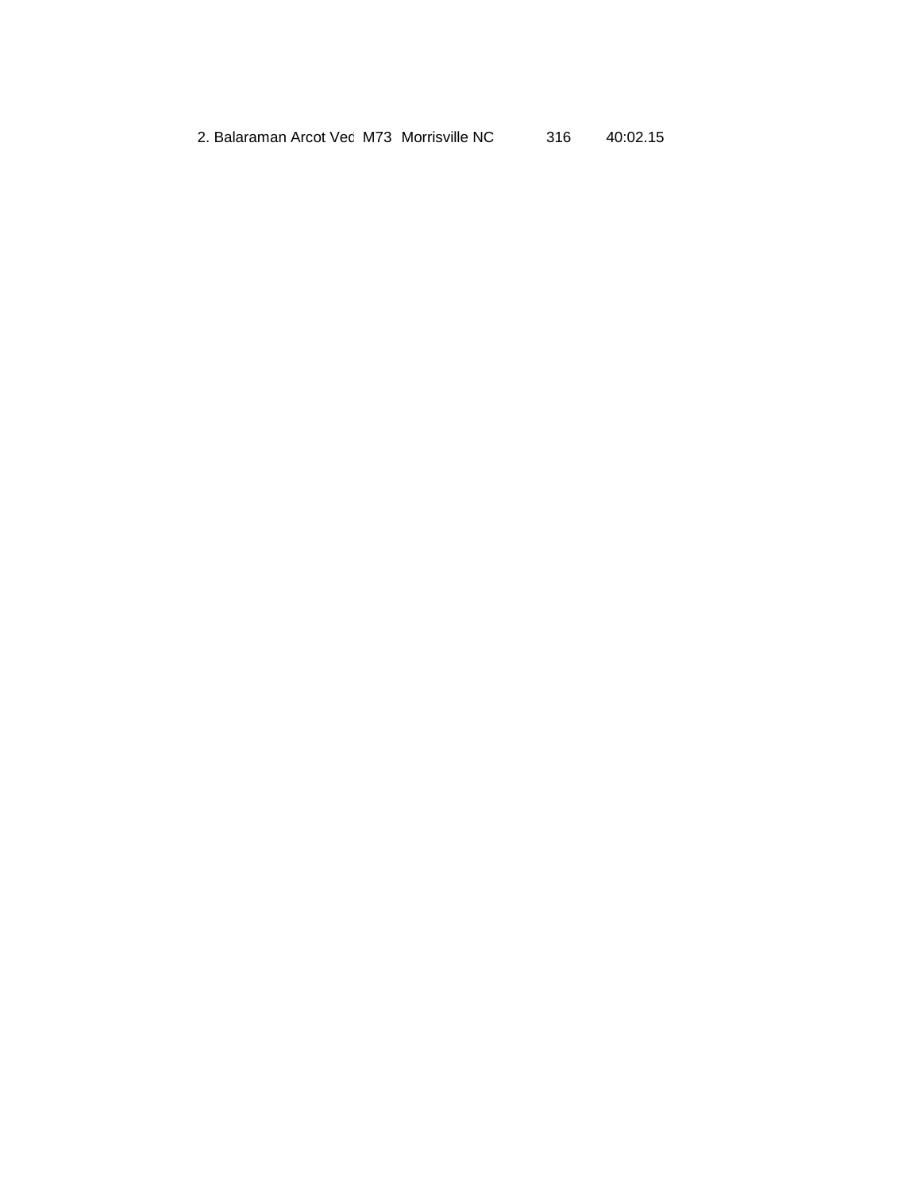| | | | | |
|---|---|---|---|---|
| 2. Balaraman Arcot Ved | M73 | Morrisville NC | 316 | 40:02.15 |